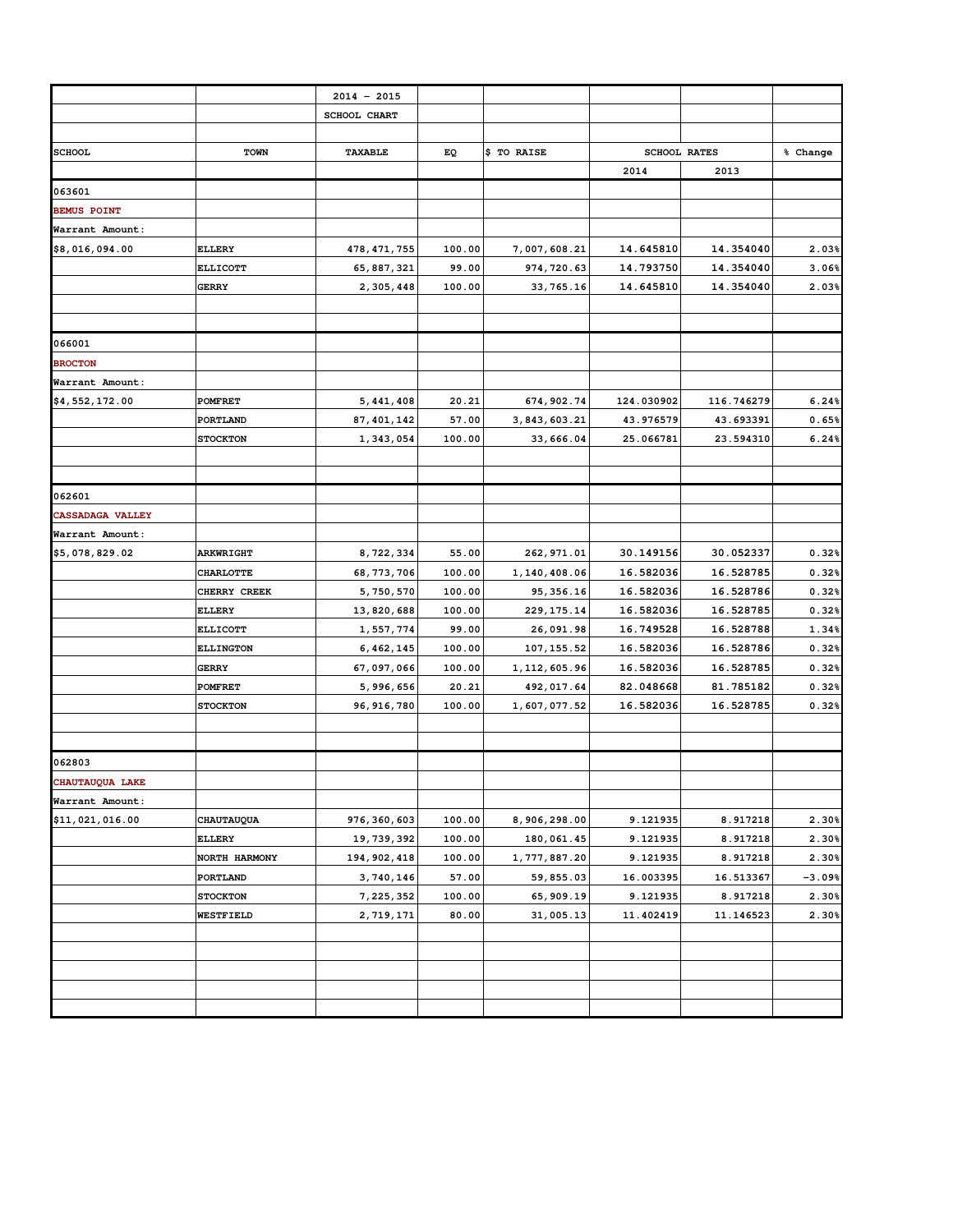| | | 2014 - 2015 | | | | | |
|---|---|---|---|---|---|---|---|
| | | SCHOOL CHART | | | | | |
| SCHOOL | TOWN | TAXABLE | EQ | $ TO RAISE | SCHOOL RATES | | % Change |
| | | | | | 2014 | 2013 | |
| 063601 | | | | | | | |
| BEMUS POINT | | | | | | | |
| Warrant Amount: | | | | | | | |
| $8,016,094.00 | ELLERY | 478,471,755 | 100.00 | 7,007,608.21 | 14.645810 | 14.354040 | 2.03% |
| | ELLICOTT | 65,887,321 | 99.00 | 974,720.63 | 14.793750 | 14.354040 | 3.06% |
| | GERRY | 2,305,448 | 100.00 | 33,765.16 | 14.645810 | 14.354040 | 2.03% |
| 066001 | | | | | | | |
| BROCTON | | | | | | | |
| Warrant Amount: | | | | | | | |
| $4,552,172.00 | POMFRET | 5,441,408 | 20.21 | 674,902.74 | 124.030902 | 116.746279 | 6.24% |
| | PORTLAND | 87,401,142 | 57.00 | 3,843,603.21 | 43.976579 | 43.693391 | 0.65% |
| | STOCKTON | 1,343,054 | 100.00 | 33,666.04 | 25.066781 | 23.594310 | 6.24% |
| 062601 | | | | | | | |
| CASSADAGA VALLEY | | | | | | | |
| Warrant Amount: | | | | | | | |
| $5,078,829.02 | ARKWRIGHT | 8,722,334 | 55.00 | 262,971.01 | 30.149156 | 30.052337 | 0.32% |
| | CHARLOTTE | 68,773,706 | 100.00 | 1,140,408.06 | 16.582036 | 16.528785 | 0.32% |
| | CHERRY CREEK | 5,750,570 | 100.00 | 95,356.16 | 16.582036 | 16.528786 | 0.32% |
| | ELLERY | 13,820,688 | 100.00 | 229,175.14 | 16.582036 | 16.528785 | 0.32% |
| | ELLICOTT | 1,557,774 | 99.00 | 26,091.98 | 16.749528 | 16.528788 | 1.34% |
| | ELLINGTON | 6,462,145 | 100.00 | 107,155.52 | 16.582036 | 16.528786 | 0.32% |
| | GERRY | 67,097,066 | 100.00 | 1,112,605.96 | 16.582036 | 16.528785 | 0.32% |
| | POMFRET | 5,996,656 | 20.21 | 492,017.64 | 82.048668 | 81.785182 | 0.32% |
| | STOCKTON | 96,916,780 | 100.00 | 1,607,077.52 | 16.582036 | 16.528785 | 0.32% |
| 062803 | | | | | | | |
| CHAUTAUQUA LAKE | | | | | | | |
| Warrant Amount: | | | | | | | |
| $11,021,016.00 | CHAUTAUQUA | 976,360,603 | 100.00 | 8,906,298.00 | 9.121935 | 8.917218 | 2.30% |
| | ELLERY | 19,739,392 | 100.00 | 180,061.45 | 9.121935 | 8.917218 | 2.30% |
| | NORTH HARMONY | 194,902,418 | 100.00 | 1,777,887.20 | 9.121935 | 8.917218 | 2.30% |
| | PORTLAND | 3,740,146 | 57.00 | 59,855.03 | 16.003395 | 16.513367 | -3.09% |
| | STOCKTON | 7,225,352 | 100.00 | 65,909.19 | 9.121935 | 8.917218 | 2.30% |
| | WESTFIELD | 2,719,171 | 80.00 | 31,005.13 | 11.402419 | 11.146523 | 2.30% |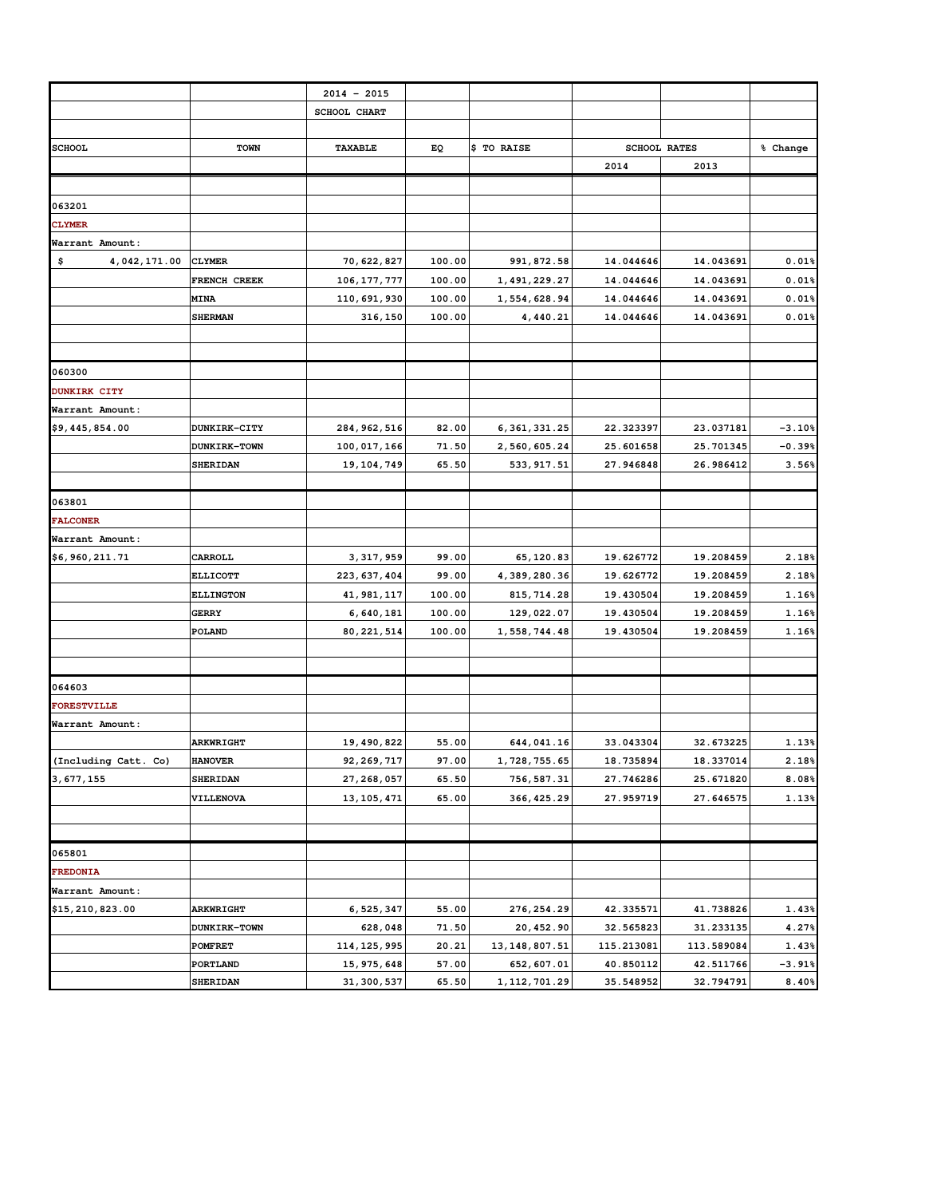| | | 2014 - 2015 | | | | | |
|---|---|---|---|---|---|---|---|
| | | SCHOOL CHART | | | | | |
| | | | | | | | |
| SCHOOL | TOWN | TAXABLE | EQ | $ TO RAISE | SCHOOL RATES | | % Change |
| | | | | | 2014 | 2013 | |
| | | | | | | | |
| 063201 | | | | | | | |
| CLYMER | | | | | | | |
| Warrant Amount: | | | | | | | |
| $ 4,042,171.00 | CLYMER | 70,622,827 | 100.00 | 991,872.58 | 14.044646 | 14.043691 | 0.01% |
| | FRENCH CREEK | 106,177,777 | 100.00 | 1,491,229.27 | 14.044646 | 14.043691 | 0.01% |
| | MINA | 110,691,930 | 100.00 | 1,554,628.94 | 14.044646 | 14.043691 | 0.01% |
| | SHERMAN | 316,150 | 100.00 | 4,440.21 | 14.044646 | 14.043691 | 0.01% |
| | | | | | | | |
| | | | | | | | |
| 060300 | | | | | | | |
| DUNKIRK CITY | | | | | | | |
| Warrant Amount: | | | | | | | |
| $9,445,854.00 | DUNKIRK-CITY | 284,962,516 | 82.00 | 6,361,331.25 | 22.323397 | 23.037181 | -3.10% |
| | DUNKIRK-TOWN | 100,017,166 | 71.50 | 2,560,605.24 | 25.601658 | 25.701345 | -0.39% |
| | SHERIDAN | 19,104,749 | 65.50 | 533,917.51 | 27.946848 | 26.986412 | 3.56% |
| | | | | | | | |
| 063801 | | | | | | | |
| FALCONER | | | | | | | |
| Warrant Amount: | | | | | | | |
| $6,960,211.71 | CARROLL | 3,317,959 | 99.00 | 65,120.83 | 19.626772 | 19.208459 | 2.18% |
| | ELLICOTT | 223,637,404 | 99.00 | 4,389,280.36 | 19.626772 | 19.208459 | 2.18% |
| | ELLINGTON | 41,981,117 | 100.00 | 815,714.28 | 19.430504 | 19.208459 | 1.16% |
| | GERRY | 6,640,181 | 100.00 | 129,022.07 | 19.430504 | 19.208459 | 1.16% |
| | POLAND | 80,221,514 | 100.00 | 1,558,744.48 | 19.430504 | 19.208459 | 1.16% |
| | | | | | | | |
| | | | | | | | |
| 064603 | | | | | | | |
| FORESTVILLE | | | | | | | |
| Warrant Amount: | | | | | | | |
| | ARKWRIGHT | 19,490,822 | 55.00 | 644,041.16 | 33.043304 | 32.673225 | 1.13% |
| (Including Catt. Co) | HANOVER | 92,269,717 | 97.00 | 1,728,755.65 | 18.735894 | 18.337014 | 2.18% |
| 3,677,155 | SHERIDAN | 27,268,057 | 65.50 | 756,587.31 | 27.746286 | 25.671820 | 8.08% |
| | VILLENOVA | 13,105,471 | 65.00 | 366,425.29 | 27.959719 | 27.646575 | 1.13% |
| | | | | | | | |
| | | | | | | | |
| 065801 | | | | | | | |
| FREDONIA | | | | | | | |
| Warrant Amount: | | | | | | | |
| $15,210,823.00 | ARKWRIGHT | 6,525,347 | 55.00 | 276,254.29 | 42.335571 | 41.738826 | 1.43% |
| | DUNKIRK-TOWN | 628,048 | 71.50 | 20,452.90 | 32.565823 | 31.233135 | 4.27% |
| | POMFRET | 114,125,995 | 20.21 | 13,148,807.51 | 115.213081 | 113.589084 | 1.43% |
| | PORTLAND | 15,975,648 | 57.00 | 652,607.01 | 40.850112 | 42.511766 | -3.91% |
| | SHERIDAN | 31,300,537 | 65.50 | 1,112,701.29 | 35.548952 | 32.794791 | 8.40% |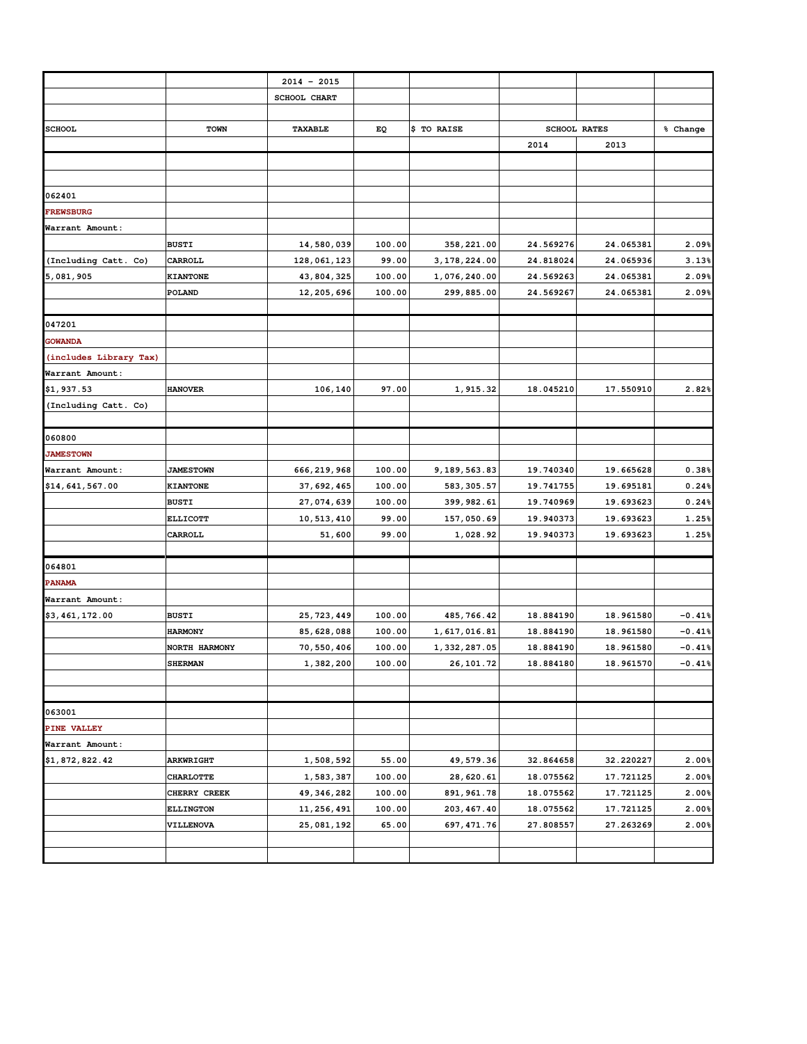| | | 2014 - 2015 | | | | | |
|---|---|---|---|---|---|---|---|
| | | SCHOOL CHART | | | | | |
| SCHOOL | TOWN | TAXABLE | EQ | $ TO RAISE | SCHOOL RATES | | % Change |
| | | | | | 2014 | 2013 | |
| 062401 | | | | | | | |
| FREWSBURG | | | | | | | |
| Warrant Amount: | | | | | | | |
| | BUSTI | 14,580,039 | 100.00 | 358,221.00 | 24.569276 | 24.065381 | 2.09% |
| (Including Catt. Co) | CARROLL | 128,061,123 | 99.00 | 3,178,224.00 | 24.818024 | 24.065936 | 3.13% |
| 5,081,905 | KIANTONE | 43,804,325 | 100.00 | 1,076,240.00 | 24.569263 | 24.065381 | 2.09% |
| | POLAND | 12,205,696 | 100.00 | 299,885.00 | 24.569267 | 24.065381 | 2.09% |
| 047201 | | | | | | | |
| GOWANDA | | | | | | | |
| (includes Library Tax) | | | | | | | |
| Warrant Amount: | | | | | | | |
| $1,937.53 | HANOVER | 106,140 | 97.00 | 1,915.32 | 18.045210 | 17.550910 | 2.82% |
| (Including Catt. Co) | | | | | | | |
| 060800 | | | | | | | |
| JAMESTOWN | | | | | | | |
| Warrant Amount: | JAMESTOWN | 666,219,968 | 100.00 | 9,189,563.83 | 19.740340 | 19.665628 | 0.38% |
| $14,641,567.00 | KIANTONE | 37,692,465 | 100.00 | 583,305.57 | 19.741755 | 19.695181 | 0.24% |
| | BUSTI | 27,074,639 | 100.00 | 399,982.61 | 19.740969 | 19.693623 | 0.24% |
| | ELLICOTT | 10,513,410 | 99.00 | 157,050.69 | 19.940373 | 19.693623 | 1.25% |
| | CARROLL | 51,600 | 99.00 | 1,028.92 | 19.940373 | 19.693623 | 1.25% |
| 064801 | | | | | | | |
| PANAMA | | | | | | | |
| Warrant Amount: | | | | | | | |
| $3,461,172.00 | BUSTI | 25,723,449 | 100.00 | 485,766.42 | 18.884190 | 18.961580 | -0.41% |
| | HARMONY | 85,628,088 | 100.00 | 1,617,016.81 | 18.884190 | 18.961580 | -0.41% |
| | NORTH HARMONY | 70,550,406 | 100.00 | 1,332,287.05 | 18.884190 | 18.961580 | -0.41% |
| | SHERMAN | 1,382,200 | 100.00 | 26,101.72 | 18.884180 | 18.961570 | -0.41% |
| 063001 | | | | | | | |
| PINE VALLEY | | | | | | | |
| Warrant Amount: | | | | | | | |
| $1,872,822.42 | ARKWRIGHT | 1,508,592 | 55.00 | 49,579.36 | 32.864658 | 32.220227 | 2.00% |
| | CHARLOTTE | 1,583,387 | 100.00 | 28,620.61 | 18.075562 | 17.721125 | 2.00% |
| | CHERRY CREEK | 49,346,282 | 100.00 | 891,961.78 | 18.075562 | 17.721125 | 2.00% |
| | ELLINGTON | 11,256,491 | 100.00 | 203,467.40 | 18.075562 | 17.721125 | 2.00% |
| | VILLENOVA | 25,081,192 | 65.00 | 697,471.76 | 27.808557 | 27.263269 | 2.00% |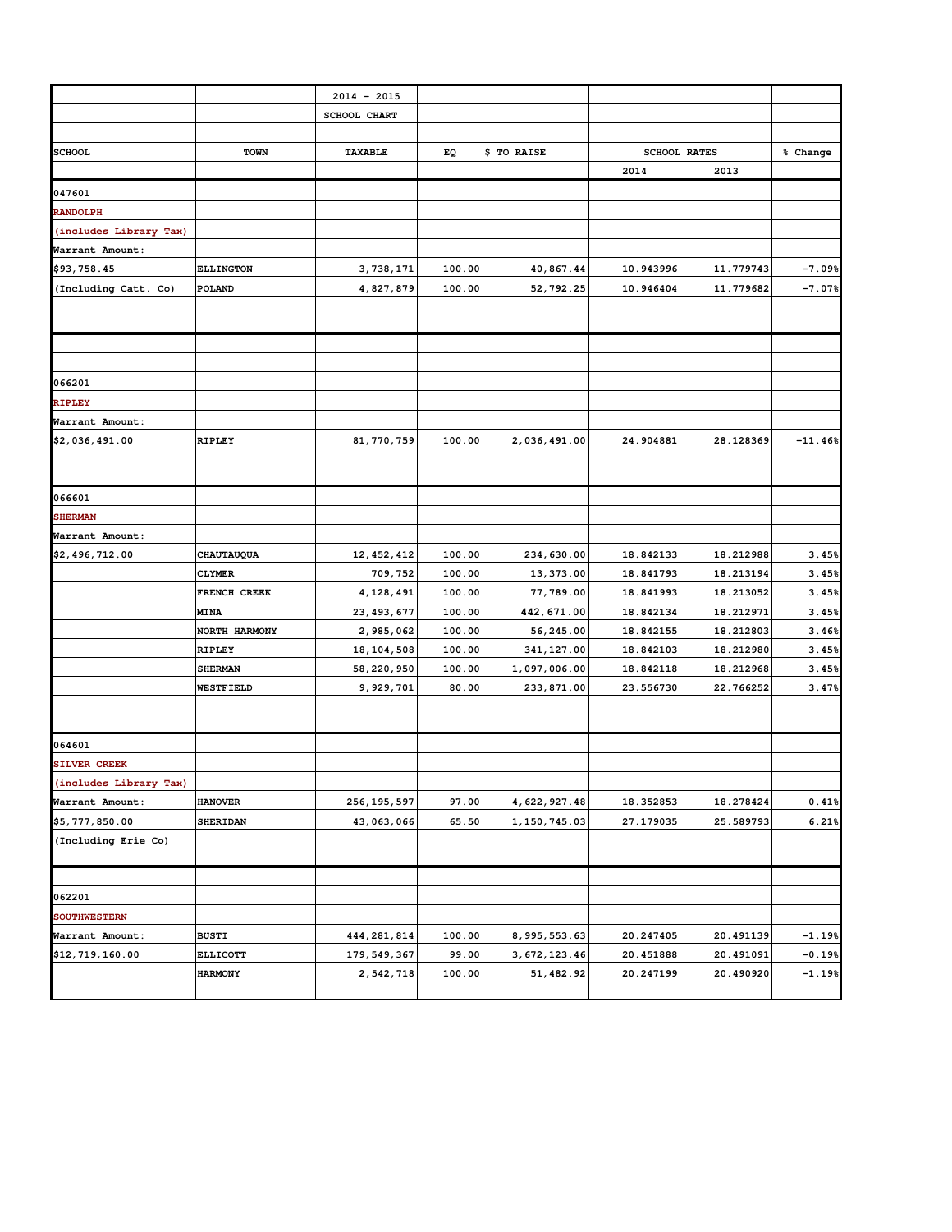| | | 2014 - 2015 | | | | | |
|---|---|---|---|---|---|---|---|
| | | SCHOOL CHART | | | | | |
| SCHOOL | TOWN | TAXABLE | EQ | $ TO RAISE | SCHOOL RATES | | % Change |
| | | | | | 2014 | 2013 | |
| 047601 | | | | | | | |
| RANDOLPH | | | | | | | |
| (includes Library Tax) | | | | | | | |
| Warrant Amount: | | | | | | | |
| $93,758.45 | ELLINGTON | 3,738,171 | 100.00 | 40,867.44 | 10.943996 | 11.779743 | -7.09% |
| (Including Catt. Co) | POLAND | 4,827,879 | 100.00 | 52,792.25 | 10.946404 | 11.779682 | -7.07% |
| | | | | | | | |
| 066201 | | | | | | | |
| RIPLEY | | | | | | | |
| Warrant Amount: | | | | | | | |
| $2,036,491.00 | RIPLEY | 81,770,759 | 100.00 | 2,036,491.00 | 24.904881 | 28.128369 | -11.46% |
| | | | | | | | |
| 066601 | | | | | | | |
| SHERMAN | | | | | | | |
| Warrant Amount: | | | | | | | |
| $2,496,712.00 | CHAUTAUQUA | 12,452,412 | 100.00 | 234,630.00 | 18.842133 | 18.212988 | 3.45% |
| | CLYMER | 709,752 | 100.00 | 13,373.00 | 18.841793 | 18.213194 | 3.45% |
| | FRENCH CREEK | 4,128,491 | 100.00 | 77,789.00 | 18.841993 | 18.213052 | 3.45% |
| | MINA | 23,493,677 | 100.00 | 442,671.00 | 18.842134 | 18.212971 | 3.45% |
| | NORTH HARMONY | 2,985,062 | 100.00 | 56,245.00 | 18.842155 | 18.212803 | 3.46% |
| | RIPLEY | 18,104,508 | 100.00 | 341,127.00 | 18.842103 | 18.212980 | 3.45% |
| | SHERMAN | 58,220,950 | 100.00 | 1,097,006.00 | 18.842118 | 18.212968 | 3.45% |
| | WESTFIELD | 9,929,701 | 80.00 | 233,871.00 | 23.556730 | 22.766252 | 3.47% |
| | | | | | | | |
| 064601 | | | | | | | |
| SILVER CREEK | | | | | | | |
| (includes Library Tax) | | | | | | | |
| Warrant Amount: | HANOVER | 256,195,597 | 97.00 | 4,622,927.48 | 18.352853 | 18.278424 | 0.41% |
| $5,777,850.00 | SHERIDAN | 43,063,066 | 65.50 | 1,150,745.03 | 27.179035 | 25.589793 | 6.21% |
| (Including Erie Co) | | | | | | | |
| | | | | | | | |
| 062201 | | | | | | | |
| SOUTHWESTERN | | | | | | | |
| Warrant Amount: | BUSTI | 444,281,814 | 100.00 | 8,995,553.63 | 20.247405 | 20.491139 | -1.19% |
| $12,719,160.00 | ELLICOTT | 179,549,367 | 99.00 | 3,672,123.46 | 20.451888 | 20.491091 | -0.19% |
| | HARMONY | 2,542,718 | 100.00 | 51,482.92 | 20.247199 | 20.490920 | -1.19% |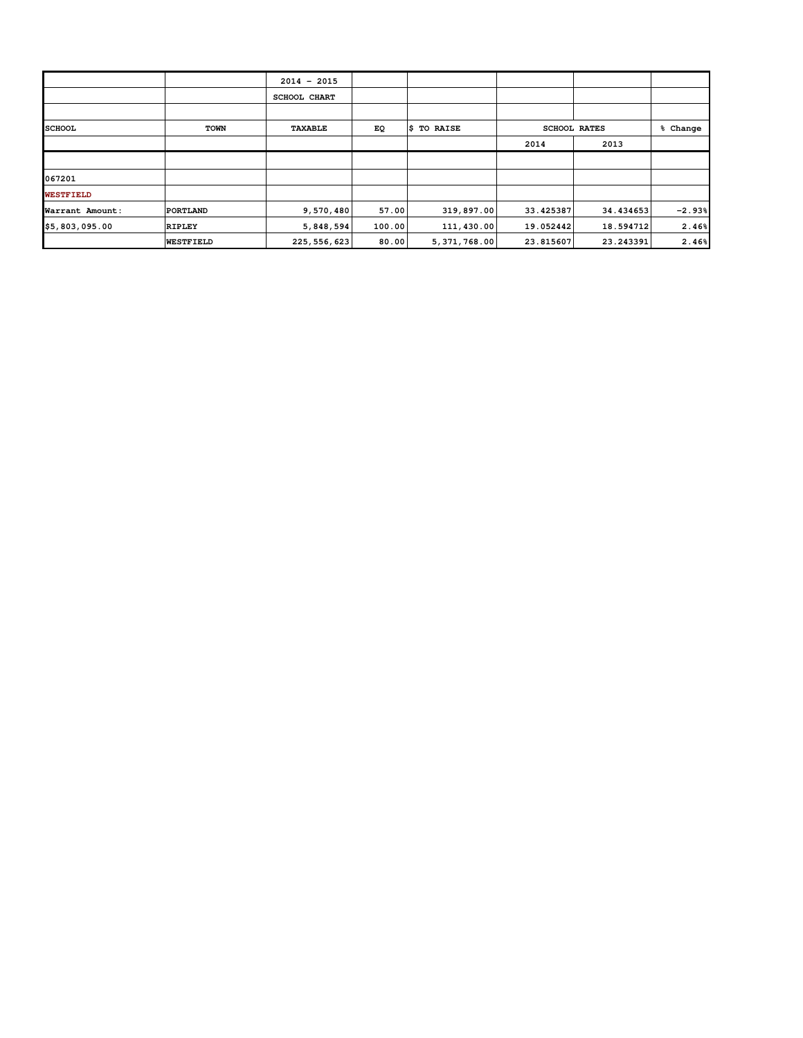| | | | | | | | |
|---|---|---|---|---|---|---|---|
| | | 2014 - 2015 | | | | | |
| | | SCHOOL CHART | | | | | |
| | | | | | | | |
| **SCHOOL** | **TOWN** | **TAXABLE** | **EQ** | **$ TO RAISE** | **SCHOOL RATES** | | **% Change** |
| | | | | | 2014 | 2013 | |
| | | | | | | | |
| 067201 | | | | | | | |
| **WESTFIELD** | | | | | | | |
| Warrant Amount: | PORTLAND | 9,570,480 | 57.00 | 319,897.00 | 33.425387 | 34.434653 | -2.93% |
| $5,803,095.00 | RIPLEY | 5,848,594 | 100.00 | 111,430.00 | 19.052442 | 18.594712 | 2.46% |
| | WESTFIELD | 225,556,623 | 80.00 | 5,371,768.00 | 23.815607 | 23.243391 | 2.46% |